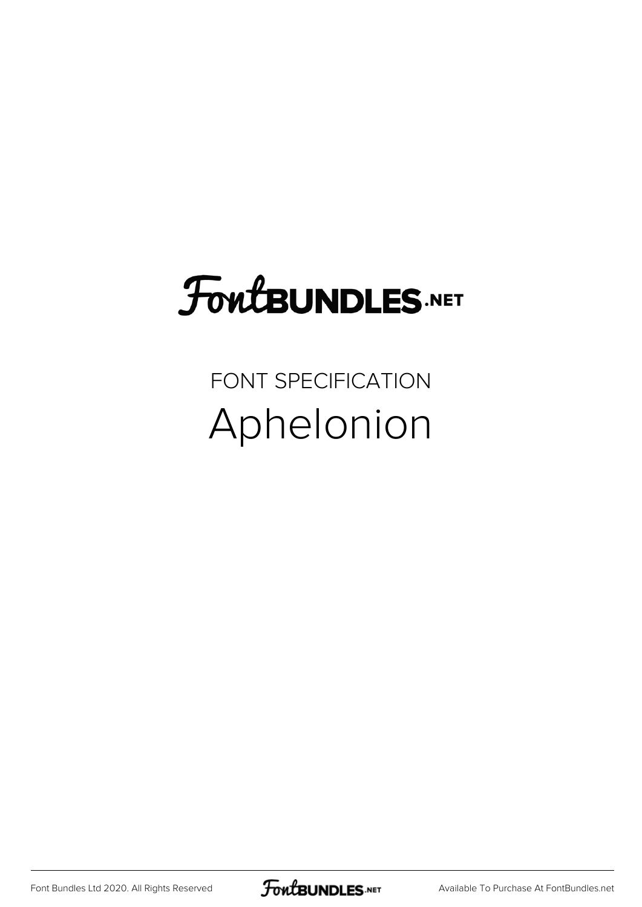# FontBUNDLES.NET

FONT SPECIFICATION

## Aphelonion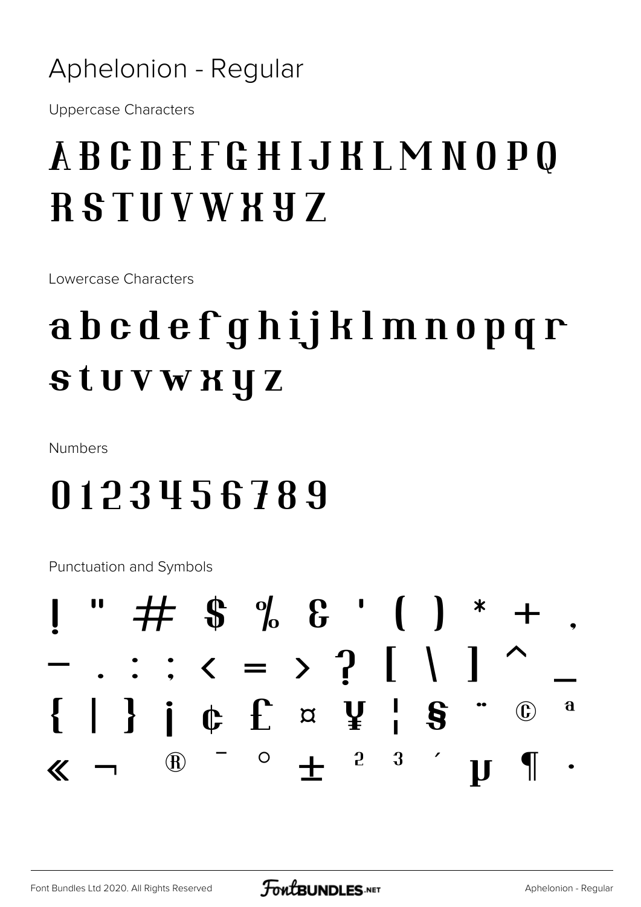# Aphelonion - Regular

Uppercase Characters

## A B C D E F G H I J K L M N O P Q R S T U V W X Y Z

Lowercase Characters

## a b c d e f g h i j k l m n o p q r s t u v w x y z

Numbers

## 0 1 2 3 4 5 6 7 8 9

Punctuation and Symbols

## ! " # $ % & ' ( ) * + , - . : ; < = > ? [ \ ] ^ _ { | } ¡ ¢ £ ¤ ¥ ¦ § ¨ © ª « ¬ ® ¯ ° ± ² ³ ´ µ ¶ ·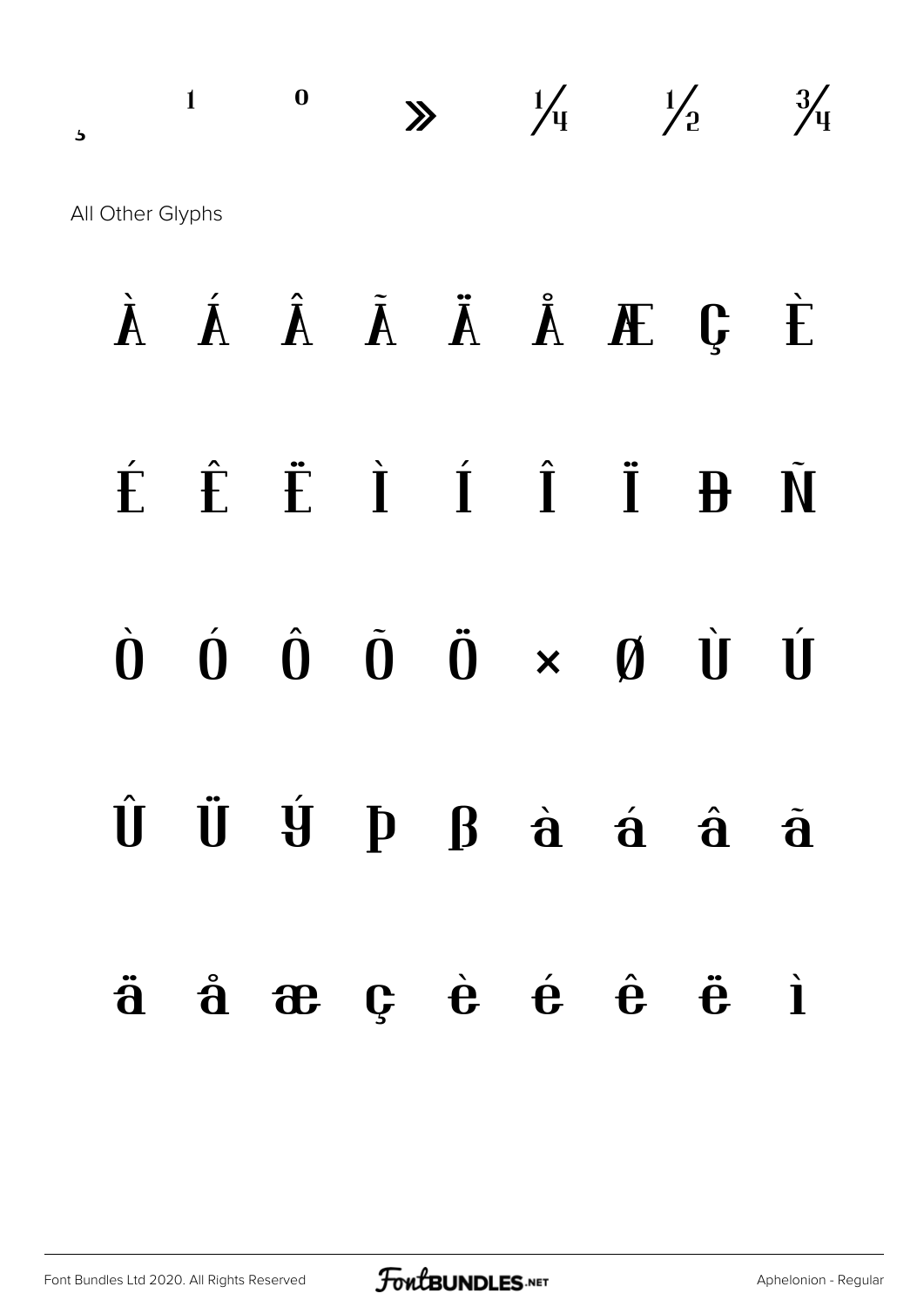¸ ¹ º » ¼ ½ ¾

All Other Glyphs

À Á Â Ã Ä Å Æ Ç È

É Ê Ë Ì Í Î Ï Ð Ñ

Ò Ó Ô Õ Ö × Ø Ù Ú

Û Ü Ý Þ ß à á â ã

ä å æ ç è é ê ë ì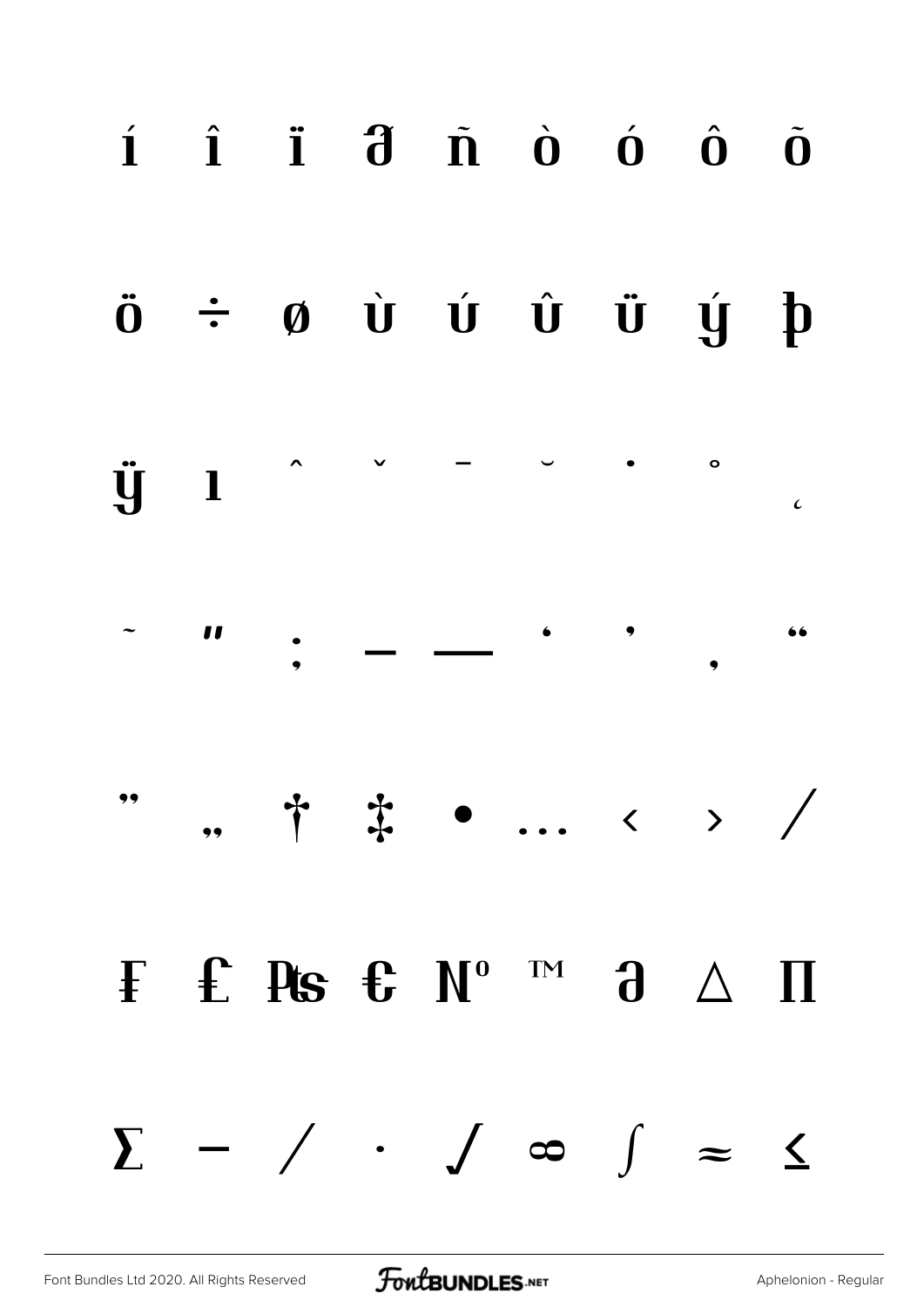í î ï ð ñ ò ó ô õ

ö ÷ ø ù ú û ü ý þ

ÿ ı ˆ ˇ ¯ ˘ ˙ ˚ ˛

˜ ˝ ; – — ‘ ’ ‚ “

” „ † ‡ • … ‹ › ⁄

₣ ₤ ₧ ₠ № ™ ∂ ∆ ∏

∑ − ∕ ∙ √ ∞ ∫ ≈ ≤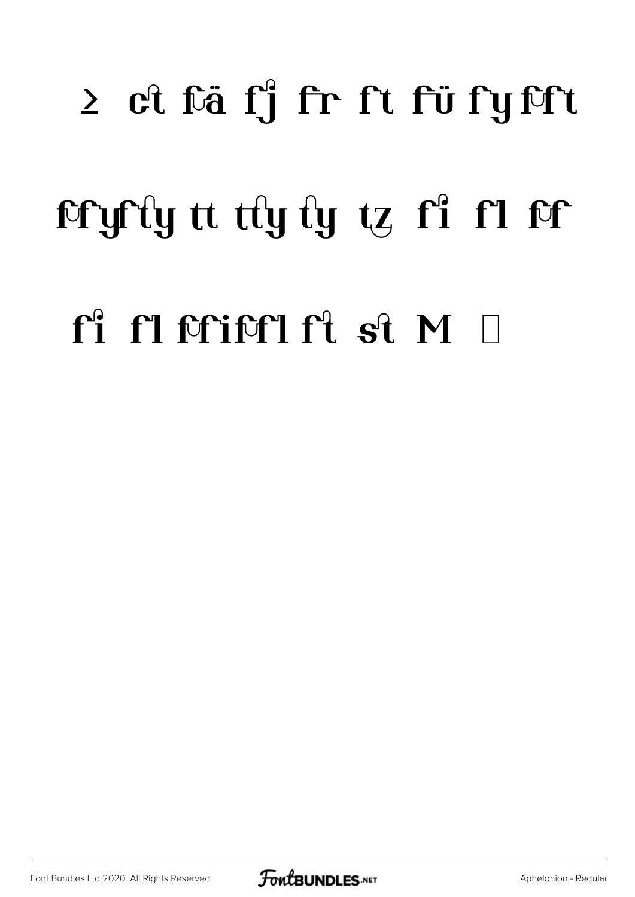≥ ct fä fj fr ft fü fy fft

ffy fty tt tty ty tz fi fl ff

fi fl ffi ffl ft st M